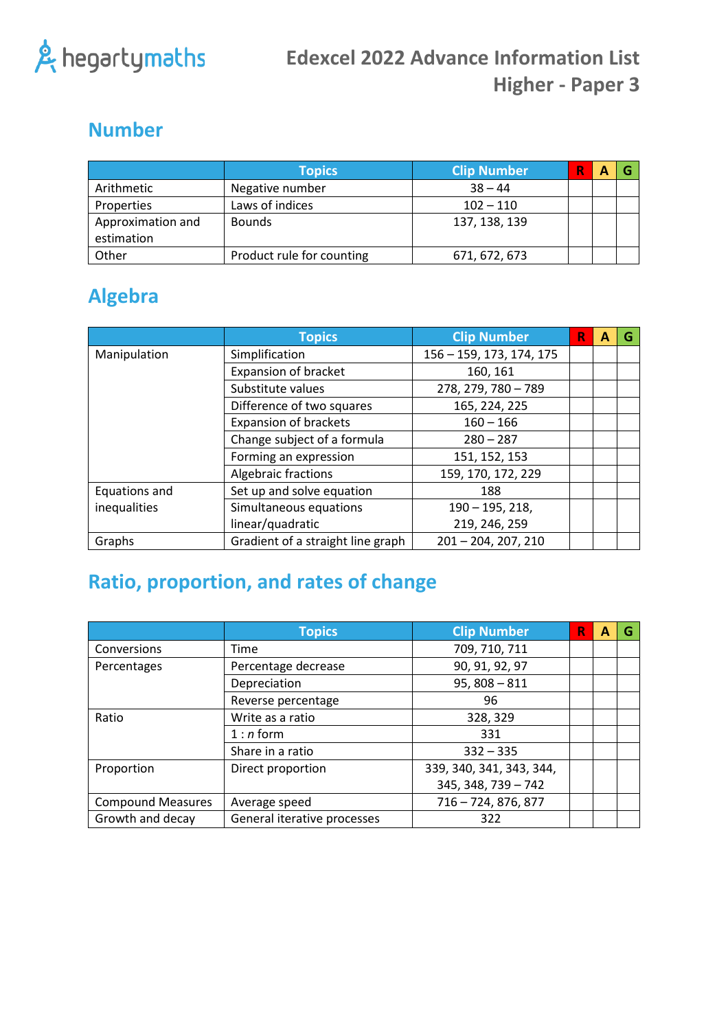hegartymaths

# Edexcel 2022 Advance Information List
# Higher - Paper 3

## Number

| | Topics | Clip Number | R | A | G |
|---|---|---|---|---|---|
| Arithmetic | Negative number | 38 – 44 | | | |
| Properties | Laws of indices | 102 – 110 | | | |
| Approximation and estimation | Bounds | 137, 138, 139 | | | |
| Other | Product rule for counting | 671, 672, 673 | | | |

## Algebra

| | Topics | Clip Number | R | A | G |
|---|---|---|---|---|---|
| Manipulation | Simplification | 156 – 159, 173, 174, 175 | | | |
| | Expansion of bracket | 160, 161 | | | |
| | Substitute values | 278, 279, 780 – 789 | | | |
| | Difference of two squares | 165, 224, 225 | | | |
| | Expansion of brackets | 160 – 166 | | | |
| | Change subject of a formula | 280 – 287 | | | |
| | Forming an expression | 151, 152, 153 | | | |
| | Algebraic fractions | 159, 170, 172, 229 | | | |
| Equations and inequalities | Set up and solve equation | 188 | | | |
| | Simultaneous equations linear/quadratic | 190 – 195, 218, 219, 246, 259 | | | |
| Graphs | Gradient of a straight line graph | 201 – 204, 207, 210 | | | |

## Ratio, proportion, and rates of change

| | Topics | Clip Number | R | A | G |
|---|---|---|---|---|---|
| Conversions | Time | 709, 710, 711 | | | |
| Percentages | Percentage decrease | 90, 91, 92, 97 | | | |
| | Depreciation | 95, 808 – 811 | | | |
| | Reverse percentage | 96 | | | |
| Ratio | Write as a ratio | 328, 329 | | | |
| | 1 : *n* form | 331 | | | |
| | Share in a ratio | 332 – 335 | | | |
| Proportion | Direct proportion | 339, 340, 341, 343, 344, 345, 348, 739 – 742 | | | |
| Compound Measures | Average speed | 716 – 724, 876, 877 | | | |
| Growth and decay | General iterative processes | 322 | | | |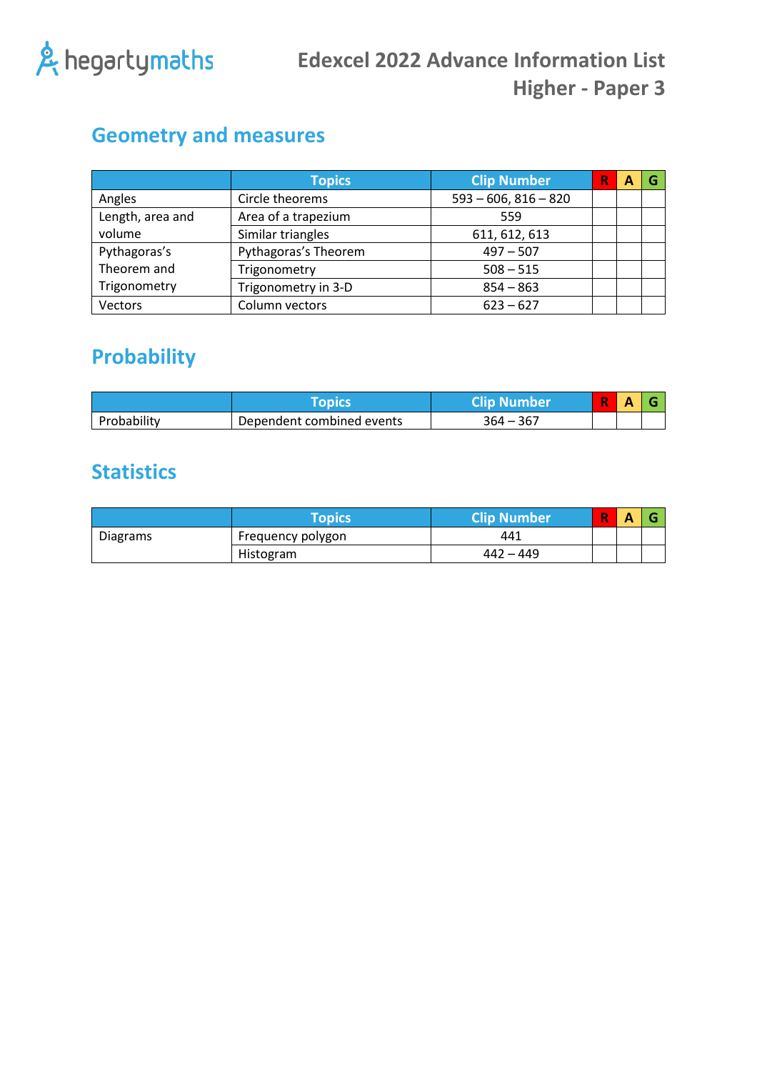# Edexcel 2022 Advance Information List
# Higher - Paper 3

## Geometry and measures

| | Topics | Clip Number | R | A | G |
|---|---|---|---|---|---|
| Angles | Circle theorems | 593 – 606, 816 – 820 | | | |
| Length, area and volume | Area of a trapezium | 559 | | | |
| | Similar triangles | 611, 612, 613 | | | |
| Pythagoras's Theorem and Trigonometry | Pythagoras's Theorem | 497 – 507 | | | |
| | Trigonometry | 508 – 515 | | | |
| | Trigonometry in 3-D | 854 – 863 | | | |
| Vectors | Column vectors | 623 – 627 | | | |

## Probability

| | Topics | Clip Number | R | A | G |
|---|---|---|---|---|---|
| Probability | Dependent combined events | 364 – 367 | | | |

## Statistics

| | Topics | Clip Number | R | A | G |
|---|---|---|---|---|---|
| Diagrams | Frequency polygon | 441 | | | |
| | Histogram | 442 – 449 | | | |